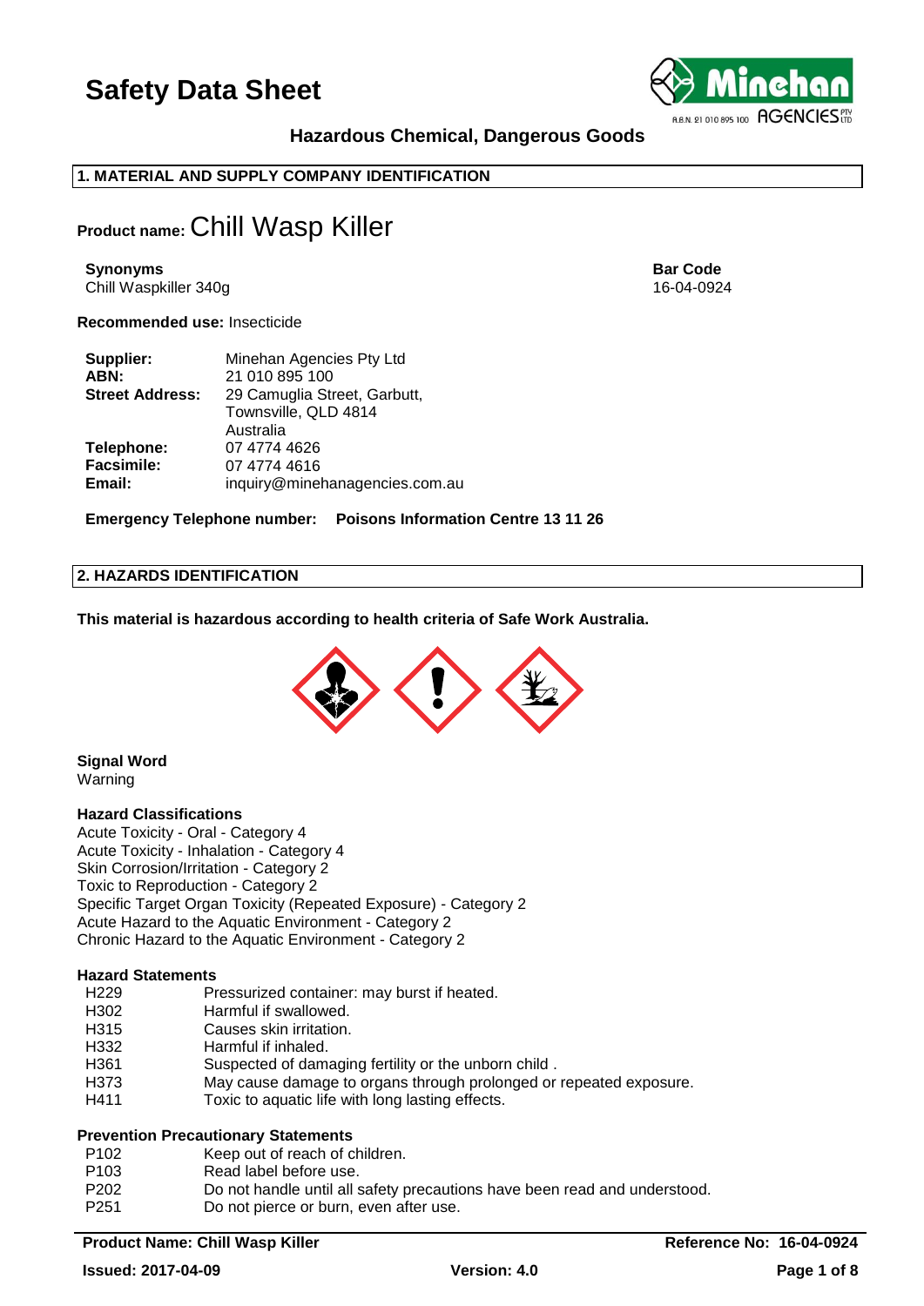# Safety Data Sheet

**Hazardous Chemical, Dangerous Goods**

## 1. MATERIAL AND SUPPLY COMPANY IDENTIFICATION

**Product name:** Chill Wasp Killer

**Synonyms**
Chill Waspkiller 340g

**Bar Code**
16-04-0924

**Recommended use:** Insecticide

| | |
|---|---|
| **Supplier:** | Minehan Agencies Pty Ltd |
| **ABN:** | 21 010 895 100 |
| **Street Address:** | 29 Camuglia Street, Garbutt, Townsville, QLD 4814 Australia |
| **Telephone:** | 07 4774 4626 |
| **Facsimile:** | 07 4774 4616 |
| **Email:** | inquiry@minehanagencies.com.au |

**Emergency Telephone number: Poisons Information Centre 13 11 26**

## 2. HAZARDS IDENTIFICATION

**This material is hazardous according to health criteria of Safe Work Australia.**

**Signal Word**
Warning

**Hazard Classifications**
Acute Toxicity - Oral - Category 4
Acute Toxicity - Inhalation - Category 4
Skin Corrosion/Irritation - Category 2
Toxic to Reproduction - Category 2
Specific Target Organ Toxicity (Repeated Exposure) - Category 2
Acute Hazard to the Aquatic Environment - Category 2
Chronic Hazard to the Aquatic Environment - Category 2

**Hazard Statements**

| | |
|---|---|
| H229 | Pressurized container: may burst if heated. |
| H302 | Harmful if swallowed. |
| H315 | Causes skin irritation. |
| H332 | Harmful if inhaled. |
| H361 | Suspected of damaging fertility or the unborn child . |
| H373 | May cause damage to organs through prolonged or repeated exposure. |
| H411 | Toxic to aquatic life with long lasting effects. |

**Prevention Precautionary Statements**

| | |
|---|---|
| P102 | Keep out of reach of children. |
| P103 | Read label before use. |
| P202 | Do not handle until all safety precautions have been read and understood. |
| P251 | Do not pierce or burn, even after use. |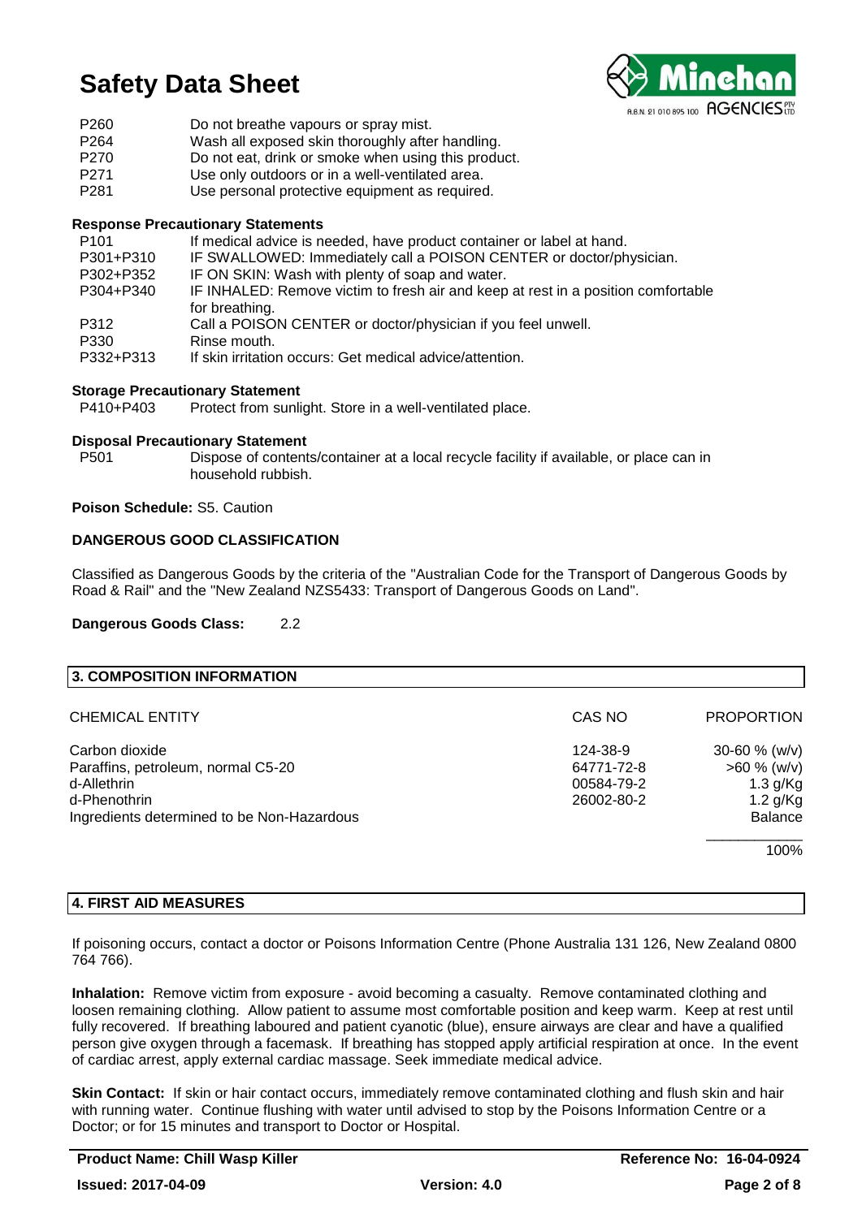| | |
|---|---|
| P260 | Do not breathe vapours or spray mist. |
| P264 | Wash all exposed skin thoroughly after handling. |
| P270 | Do not eat, drink or smoke when using this product. |
| P271 | Use only outdoors or in a well-ventilated area. |
| P281 | Use personal protective equipment as required. |

**Response Precautionary Statements**

| | |
|---|---|
| P101 | If medical advice is needed, have product container or label at hand. |
| P301+P310 | IF SWALLOWED: Immediately call a POISON CENTER or doctor/physician. |
| P302+P352 | IF ON SKIN: Wash with plenty of soap and water. |
| P304+P340 | IF INHALED: Remove victim to fresh air and keep at rest in a position comfortable for breathing. |
| P312 | Call a POISON CENTER or doctor/physician if you feel unwell. |
| P330 | Rinse mouth. |
| P332+P313 | If skin irritation occurs: Get medical advice/attention. |

**Storage Precautionary Statement**

| | |
|---|---|
| P410+P403 | Protect from sunlight. Store in a well-ventilated place. |

**Disposal Precautionary Statement**

| | |
|---|---|
| P501 | Dispose of contents/container at a local recycle facility if available, or place can in household rubbish. |

**Poison Schedule:** S5. Caution

**DANGEROUS GOOD CLASSIFICATION**

Classified as Dangerous Goods by the criteria of the "Australian Code for the Transport of Dangerous Goods by Road & Rail" and the "New Zealand NZS5433: Transport of Dangerous Goods on Land".

**Dangerous Goods Class:** 2.2

## 3. COMPOSITION INFORMATION

| CHEMICAL ENTITY | CAS NO | PROPORTION |
|---|---|---|
| Carbon dioxide | 124-38-9 | 30-60 % (w/v) |
| Paraffins, petroleum, normal C5-20 | 64771-72-8 | >60 % (w/v) |
| d-Allethrin | 00584-79-2 | 1.3 g/Kg |
| d-Phenothrin | 26002-80-2 | 1.2 g/Kg |
| Ingredients determined to be Non-Hazardous | | Balance |
| | | 100% |

## 4. FIRST AID MEASURES

If poisoning occurs, contact a doctor or Poisons Information Centre (Phone Australia 131 126, New Zealand 0800 764 766).

**Inhalation:** Remove victim from exposure - avoid becoming a casualty. Remove contaminated clothing and loosen remaining clothing. Allow patient to assume most comfortable position and keep warm. Keep at rest until fully recovered. If breathing laboured and patient cyanotic (blue), ensure airways are clear and have a qualified person give oxygen through a facemask. If breathing has stopped apply artificial respiration at once. In the event of cardiac arrest, apply external cardiac massage. Seek immediate medical advice.

**Skin Contact:** If skin or hair contact occurs, immediately remove contaminated clothing and flush skin and hair with running water. Continue flushing with water until advised to stop by the Poisons Information Centre or a Doctor; or for 15 minutes and transport to Doctor or Hospital.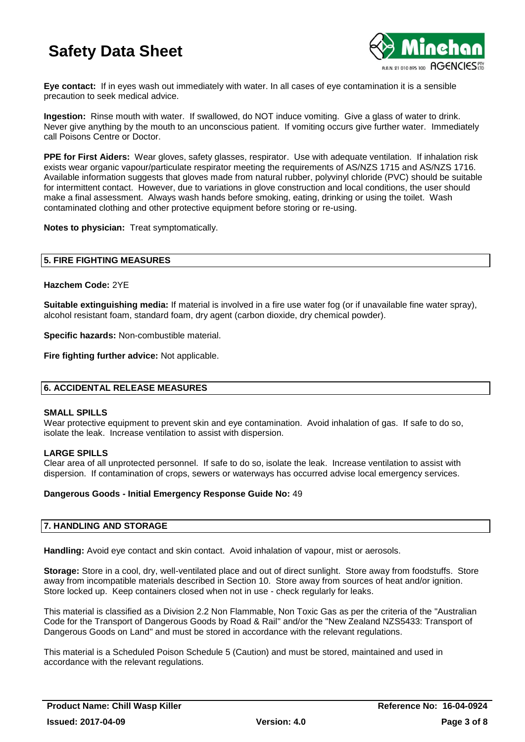**Eye contact:** If in eyes wash out immediately with water. In all cases of eye contamination it is a sensible precaution to seek medical advice.

**Ingestion:** Rinse mouth with water. If swallowed, do NOT induce vomiting. Give a glass of water to drink. Never give anything by the mouth to an unconscious patient. If vomiting occurs give further water. Immediately call Poisons Centre or Doctor.

**PPE for First Aiders:** Wear gloves, safety glasses, respirator. Use with adequate ventilation. If inhalation risk exists wear organic vapour/particulate respirator meeting the requirements of AS/NZS 1715 and AS/NZS 1716. Available information suggests that gloves made from natural rubber, polyvinyl chloride (PVC) should be suitable for intermittent contact. However, due to variations in glove construction and local conditions, the user should make a final assessment. Always wash hands before smoking, eating, drinking or using the toilet. Wash contaminated clothing and other protective equipment before storing or re-using.

**Notes to physician:** Treat symptomatically.

## 5. FIRE FIGHTING MEASURES

**Hazchem Code:** 2YE

**Suitable extinguishing media:** If material is involved in a fire use water fog (or if unavailable fine water spray), alcohol resistant foam, standard foam, dry agent (carbon dioxide, dry chemical powder).

**Specific hazards:** Non-combustible material.

**Fire fighting further advice:** Not applicable.

## 6. ACCIDENTAL RELEASE MEASURES

**SMALL SPILLS**

Wear protective equipment to prevent skin and eye contamination. Avoid inhalation of gas. If safe to do so, isolate the leak. Increase ventilation to assist with dispersion.

**LARGE SPILLS**

Clear area of all unprotected personnel. If safe to do so, isolate the leak. Increase ventilation to assist with dispersion. If contamination of crops, sewers or waterways has occurred advise local emergency services.

**Dangerous Goods - Initial Emergency Response Guide No:** 49

## 7. HANDLING AND STORAGE

**Handling:** Avoid eye contact and skin contact. Avoid inhalation of vapour, mist or aerosols.

**Storage:** Store in a cool, dry, well-ventilated place and out of direct sunlight. Store away from foodstuffs. Store away from incompatible materials described in Section 10. Store away from sources of heat and/or ignition. Store locked up. Keep containers closed when not in use - check regularly for leaks.

This material is classified as a Division 2.2 Non Flammable, Non Toxic Gas as per the criteria of the "Australian Code for the Transport of Dangerous Goods by Road & Rail" and/or the "New Zealand NZS5433: Transport of Dangerous Goods on Land" and must be stored in accordance with the relevant regulations.

This material is a Scheduled Poison Schedule 5 (Caution) and must be stored, maintained and used in accordance with the relevant regulations.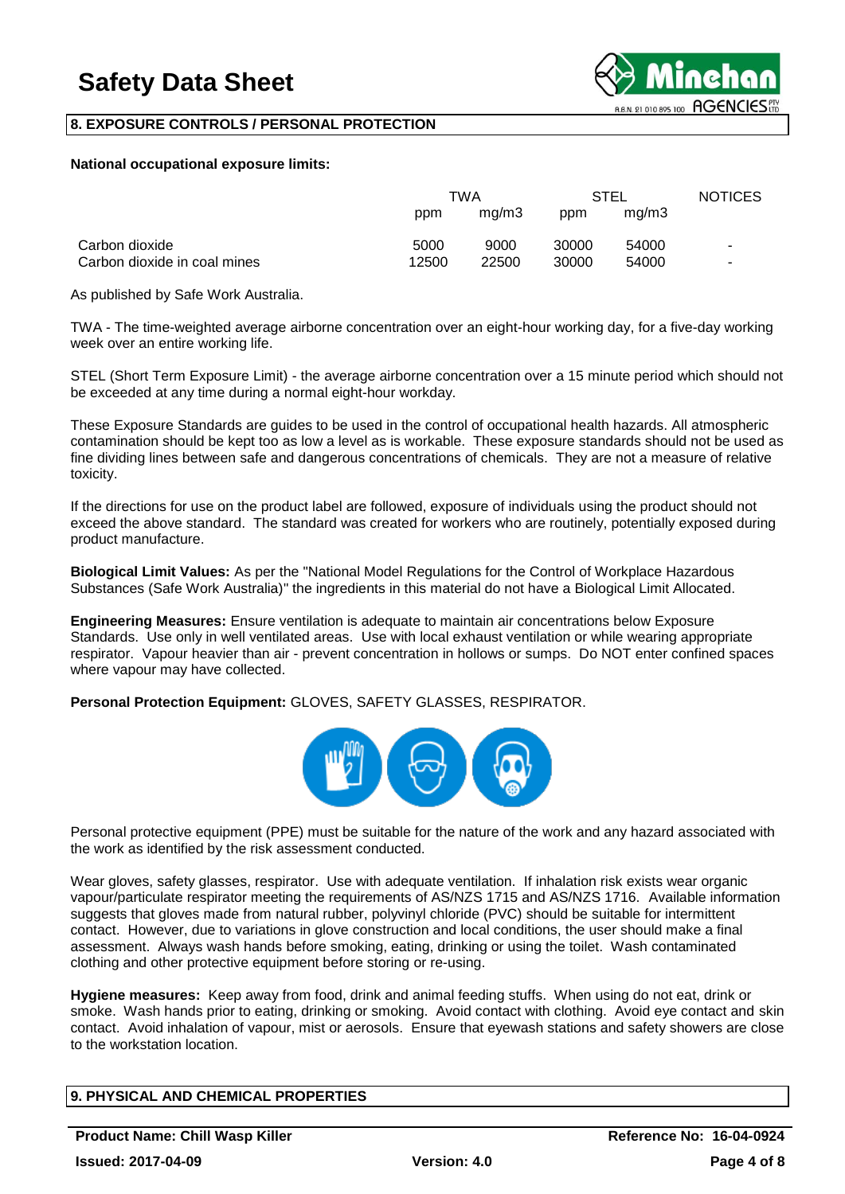## 8. EXPOSURE CONTROLS / PERSONAL PROTECTION

**National occupational exposure limits:**

| | TWA | | STEL | | NOTICES |
|---|---|---|---|---|---|
| | ppm | mg/m3 | ppm | mg/m3 | |
| Carbon dioxide | 5000 | 9000 | 30000 | 54000 | - |
| Carbon dioxide in coal mines | 12500 | 22500 | 30000 | 54000 | - |

As published by Safe Work Australia.

TWA - The time-weighted average airborne concentration over an eight-hour working day, for a five-day working week over an entire working life.

STEL (Short Term Exposure Limit) - the average airborne concentration over a 15 minute period which should not be exceeded at any time during a normal eight-hour workday.

These Exposure Standards are guides to be used in the control of occupational health hazards. All atmospheric contamination should be kept too as low a level as is workable. These exposure standards should not be used as fine dividing lines between safe and dangerous concentrations of chemicals. They are not a measure of relative toxicity.

If the directions for use on the product label are followed, exposure of individuals using the product should not exceed the above standard. The standard was created for workers who are routinely, potentially exposed during product manufacture.

**Biological Limit Values:** As per the "National Model Regulations for the Control of Workplace Hazardous Substances (Safe Work Australia)" the ingredients in this material do not have a Biological Limit Allocated.

**Engineering Measures:** Ensure ventilation is adequate to maintain air concentrations below Exposure Standards. Use only in well ventilated areas. Use with local exhaust ventilation or while wearing appropriate respirator. Vapour heavier than air - prevent concentration in hollows or sumps. Do NOT enter confined spaces where vapour may have collected.

**Personal Protection Equipment:** GLOVES, SAFETY GLASSES, RESPIRATOR.

Personal protective equipment (PPE) must be suitable for the nature of the work and any hazard associated with the work as identified by the risk assessment conducted.

Wear gloves, safety glasses, respirator. Use with adequate ventilation. If inhalation risk exists wear organic vapour/particulate respirator meeting the requirements of AS/NZS 1715 and AS/NZS 1716. Available information suggests that gloves made from natural rubber, polyvinyl chloride (PVC) should be suitable for intermittent contact. However, due to variations in glove construction and local conditions, the user should make a final assessment. Always wash hands before smoking, eating, drinking or using the toilet. Wash contaminated clothing and other protective equipment before storing or re-using.

**Hygiene measures:** Keep away from food, drink and animal feeding stuffs. When using do not eat, drink or smoke. Wash hands prior to eating, drinking or smoking. Avoid contact with clothing. Avoid eye contact and skin contact. Avoid inhalation of vapour, mist or aerosols. Ensure that eyewash stations and safety showers are close to the workstation location.

## 9. PHYSICAL AND CHEMICAL PROPERTIES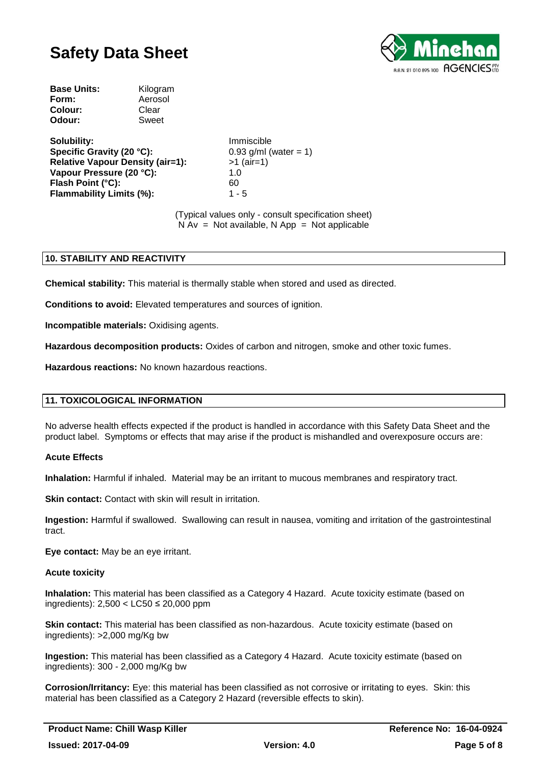| | |
|---|---|
| **Base Units:** | Kilogram |
| **Form:** | Aerosol |
| **Colour:** | Clear |
| **Odour:** | Sweet |

| | |
|---|---|
| **Solubility:** | Immiscible |
| **Specific Gravity (20 °C):** | 0.93 g/ml (water = 1) |
| **Relative Vapour Density (air=1):** | >1 (air=1) |
| **Vapour Pressure (20 °C):** | 1.0 |
| **Flash Point (°C):** | 60 |
| **Flammability Limits (%):** | 1 - 5 |

(Typical values only - consult specification sheet)
N Av = Not available, N App = Not applicable

## 10. STABILITY AND REACTIVITY

**Chemical stability:** This material is thermally stable when stored and used as directed.

**Conditions to avoid:** Elevated temperatures and sources of ignition.

**Incompatible materials:** Oxidising agents.

**Hazardous decomposition products:** Oxides of carbon and nitrogen, smoke and other toxic fumes.

**Hazardous reactions:** No known hazardous reactions.

## 11. TOXICOLOGICAL INFORMATION

No adverse health effects expected if the product is handled in accordance with this Safety Data Sheet and the product label. Symptoms or effects that may arise if the product is mishandled and overexposure occurs are:

### Acute Effects

**Inhalation:** Harmful if inhaled. Material may be an irritant to mucous membranes and respiratory tract.

**Skin contact:** Contact with skin will result in irritation.

**Ingestion:** Harmful if swallowed. Swallowing can result in nausea, vomiting and irritation of the gastrointestinal tract.

**Eye contact:** May be an eye irritant.

### Acute toxicity

**Inhalation:** This material has been classified as a Category 4 Hazard. Acute toxicity estimate (based on ingredients): 2,500 < LC50 ≤ 20,000 ppm

**Skin contact:** This material has been classified as non-hazardous. Acute toxicity estimate (based on ingredients): >2,000 mg/Kg bw

**Ingestion:** This material has been classified as a Category 4 Hazard. Acute toxicity estimate (based on ingredients): 300 - 2,000 mg/Kg bw

**Corrosion/Irritancy:** Eye: this material has been classified as not corrosive or irritating to eyes. Skin: this material has been classified as a Category 2 Hazard (reversible effects to skin).

**Product Name: Chill Wasp Killer** | **Reference No: 16-04-0924**

**Issued: 2017-04-09** | **Version: 4.0**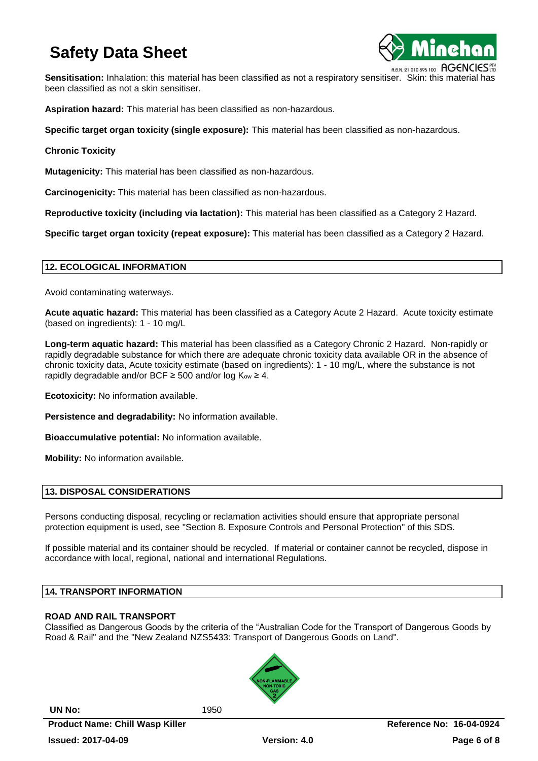**Sensitisation:** Inhalation: this material has been classified as not a respiratory sensitiser. Skin: this material has been classified as not a skin sensitiser.

**Aspiration hazard:** This material has been classified as non-hazardous.

**Specific target organ toxicity (single exposure):** This material has been classified as non-hazardous.

**Chronic Toxicity**

**Mutagenicity:** This material has been classified as non-hazardous.

**Carcinogenicity:** This material has been classified as non-hazardous.

**Reproductive toxicity (including via lactation):** This material has been classified as a Category 2 Hazard.

**Specific target organ toxicity (repeat exposure):** This material has been classified as a Category 2 Hazard.

## 12. ECOLOGICAL INFORMATION

Avoid contaminating waterways.

**Acute aquatic hazard:** This material has been classified as a Category Acute 2 Hazard. Acute toxicity estimate (based on ingredients): 1 - 10 mg/L

**Long-term aquatic hazard:** This material has been classified as a Category Chronic 2 Hazard. Non-rapidly or rapidly degradable substance for which there are adequate chronic toxicity data available OR in the absence of chronic toxicity data, Acute toxicity estimate (based on ingredients): 1 - 10 mg/L, where the substance is not rapidly degradable and/or BCF ≥ 500 and/or log $K_{ow}$ ≥ 4.

**Ecotoxicity:** No information available.

**Persistence and degradability:** No information available.

**Bioaccumulative potential:** No information available.

**Mobility:** No information available.

## 13. DISPOSAL CONSIDERATIONS

Persons conducting disposal, recycling or reclamation activities should ensure that appropriate personal protection equipment is used, see "Section 8. Exposure Controls and Personal Protection" of this SDS.

If possible material and its container should be recycled. If material or container cannot be recycled, dispose in accordance with local, regional, national and international Regulations.

## 14. TRANSPORT INFORMATION

**ROAD AND RAIL TRANSPORT**

Classified as Dangerous Goods by the criteria of the "Australian Code for the Transport of Dangerous Goods by Road & Rail" and the "New Zealand NZS5433: Transport of Dangerous Goods on Land".

NON-FLAMMABLE NON-TOXIC GAS 2

**UN No:** 1950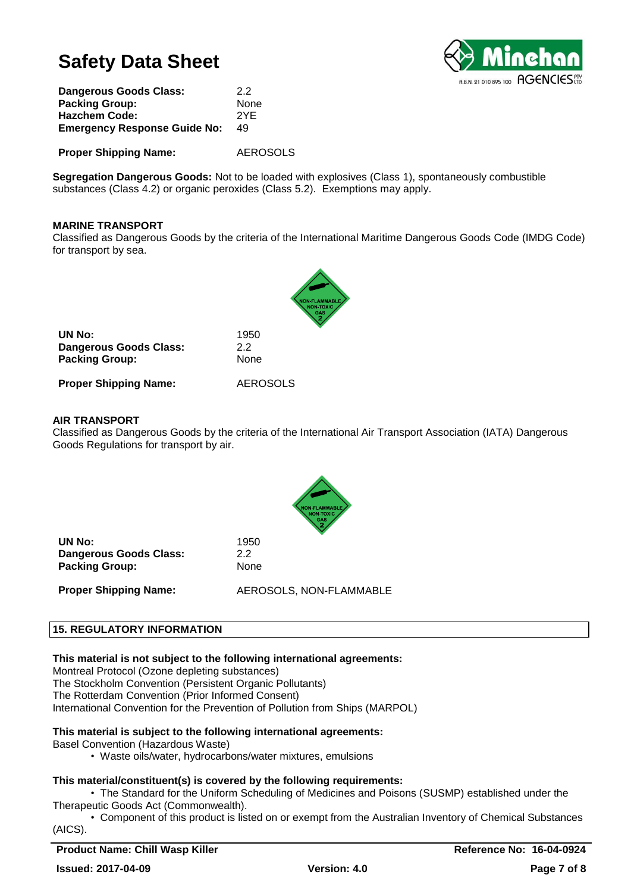| | |
|---|---|
| **Dangerous Goods Class:** | 2.2 |
| **Packing Group:** | None |
| **Hazchem Code:** | 2YE |
| **Emergency Response Guide No:** | 49 |

**Proper Shipping Name:** AEROSOLS

**Segregation Dangerous Goods:** Not to be loaded with explosives (Class 1), spontaneously combustible substances (Class 4.2) or organic peroxides (Class 5.2). Exemptions may apply.

**MARINE TRANSPORT**

Classified as Dangerous Goods by the criteria of the International Maritime Dangerous Goods Code (IMDG Code) for transport by sea.

| | |
|---|---|
| **UN No:** | 1950 |
| **Dangerous Goods Class:** | 2.2 |
| **Packing Group:** | None |

**Proper Shipping Name:** AEROSOLS

**AIR TRANSPORT**

Classified as Dangerous Goods by the criteria of the International Air Transport Association (IATA) Dangerous Goods Regulations for transport by air.

| | |
|---|---|
| **UN No:** | 1950 |
| **Dangerous Goods Class:** | 2.2 |
| **Packing Group:** | None |

**Proper Shipping Name:** AEROSOLS, NON-FLAMMABLE

## 15. REGULATORY INFORMATION

**This material is not subject to the following international agreements:**

Montreal Protocol (Ozone depleting substances)
The Stockholm Convention (Persistent Organic Pollutants)
The Rotterdam Convention (Prior Informed Consent)
International Convention for the Prevention of Pollution from Ships (MARPOL)

**This material is subject to the following international agreements:**

Basel Convention (Hazardous Waste)

- Waste oils/water, hydrocarbons/water mixtures, emulsions

**This material/constituent(s) is covered by the following requirements:**

- The Standard for the Uniform Scheduling of Medicines and Poisons (SUSMP) established under the Therapeutic Goods Act (Commonwealth).
- Component of this product is listed on or exempt from the Australian Inventory of Chemical Substances (AICS).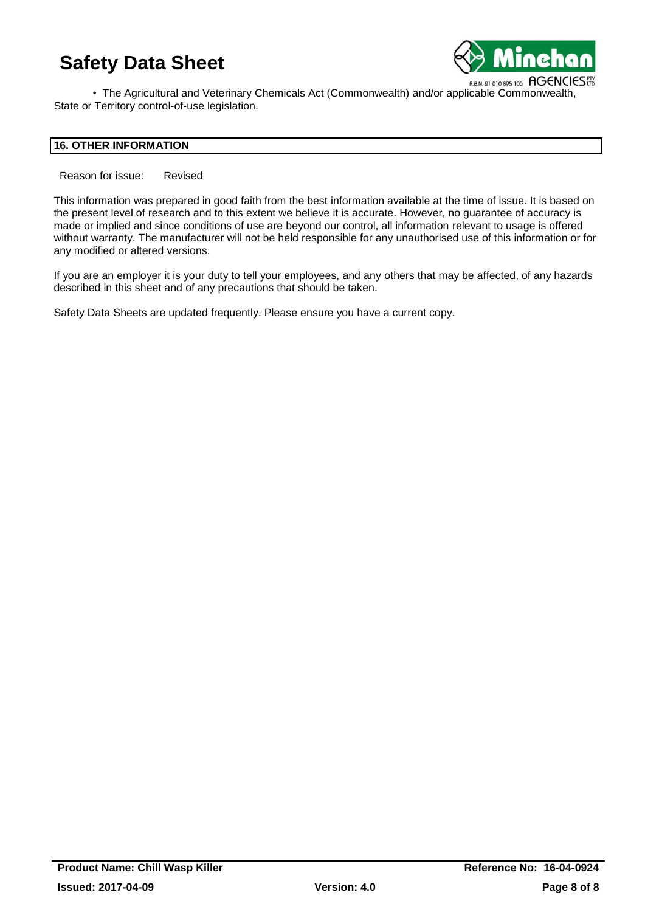• The Agricultural and Veterinary Chemicals Act (Commonwealth) and/or applicable Commonwealth, State or Territory control-of-use legislation.

## 16. OTHER INFORMATION

Reason for issue: Revised

This information was prepared in good faith from the best information available at the time of issue. It is based on the present level of research and to this extent we believe it is accurate. However, no guarantee of accuracy is made or implied and since conditions of use are beyond our control, all information relevant to usage is offered without warranty. The manufacturer will not be held responsible for any unauthorised use of this information or for any modified or altered versions.

If you are an employer it is your duty to tell your employees, and any others that may be affected, of any hazards described in this sheet and of any precautions that should be taken.

Safety Data Sheets are updated frequently. Please ensure you have a current copy.